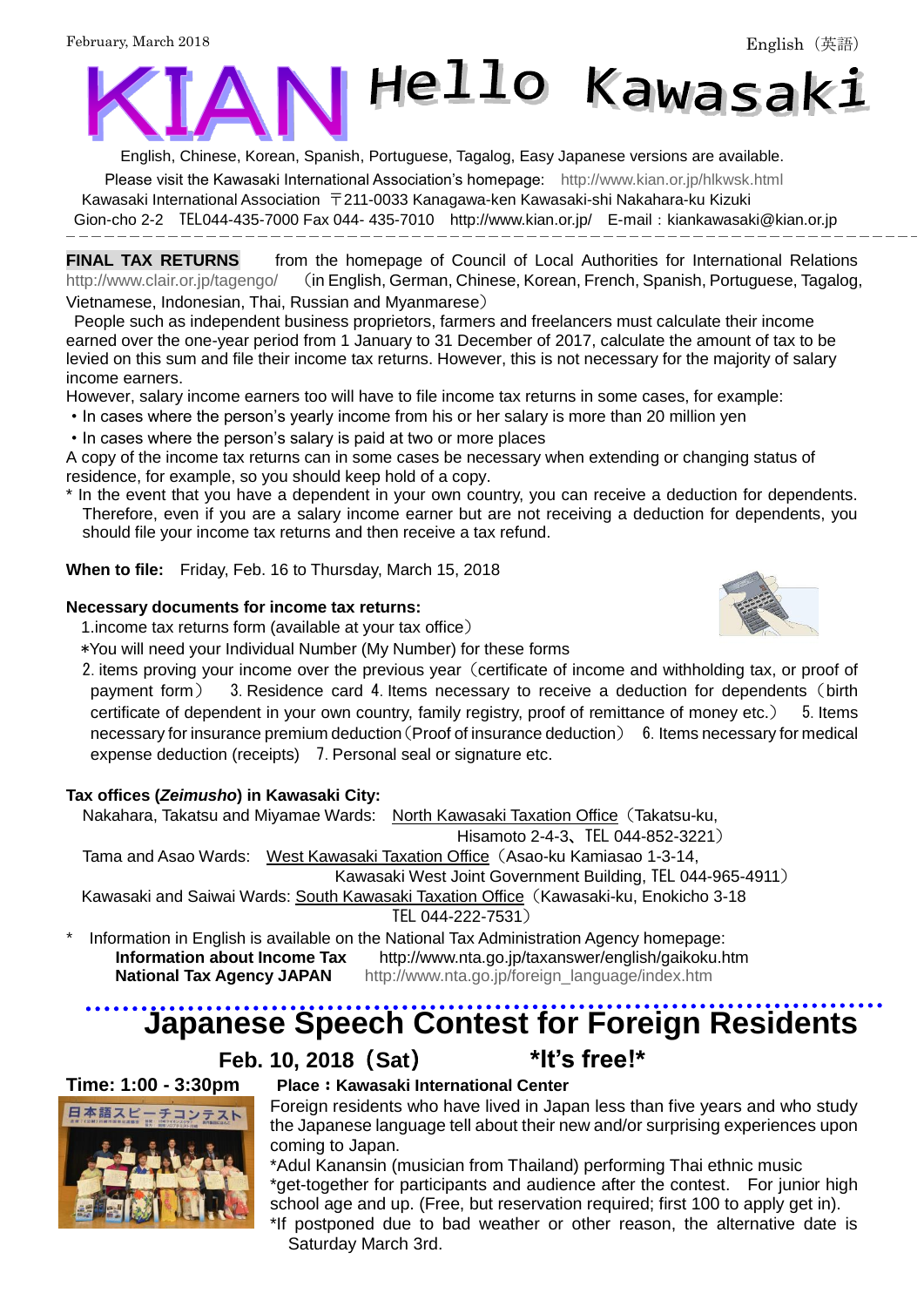February, March 2018

English（英語）

# KIAN Hello Kawasaki

English, Chinese, Korean, Spanish, Portuguese, Tagalog, Easy Japanese versions are available.

Please visit the Kawasaki International Association's homepage: http://www.kian.or.jp/hlkwsk.html

Kawasaki International Association 〒211-0033 Kanagawa-ken Kawasaki-shi Nakahara-ku Kizuki Gion-cho 2-2 TEL044-435-7000 Fax 044- 435-7010 http://www.kian.or.jp/ E-mail：kiankawasaki@kian.or.jp

---

**FINAL TAX RETURNS** from the homepage of Council of Local Authorities for International Relations http://www.clair.or.jp/tagengo/ （in English, German, Chinese, Korean, French, Spanish, Portuguese, Tagalog, Vietnamese, Indonesian, Thai, Russian and Myanmarese）

People such as independent business proprietors, farmers and freelancers must calculate their income earned over the one-year period from 1 January to 31 December of 2017, calculate the amount of tax to be levied on this sum and file their income tax returns. However, this is not necessary for the majority of salary income earners.

However, salary income earners too will have to file income tax returns in some cases, for example:

- In cases where the person's yearly income from his or her salary is more than 20 million yen
- In cases where the person's salary is paid at two or more places

A copy of the income tax returns can in some cases be necessary when extending or changing status of residence, for example, so you should keep hold of a copy.

\* In the event that you have a dependent in your own country, you can receive a deduction for dependents. Therefore, even if you are a salary income earner but are not receiving a deduction for dependents, you should file your income tax returns and then receive a tax refund.

**When to file:** Friday, Feb. 16 to Thursday, March 15, 2018

**Necessary documents for income tax returns:**

1.income tax returns form (available at your tax office)

\*You will need your Individual Number (My Number) for these forms

2. items proving your income over the previous year（certificate of income and withholding tax, or proof of payment form） 3. Residence card 4. Items necessary to receive a deduction for dependents（birth certificate of dependent in your own country, family registry, proof of remittance of money etc.） 5. Items necessary for insurance premium deduction（Proof of insurance deduction） 6. Items necessary for medical expense deduction (receipts) 7. Personal seal or signature etc.

**Tax offices (*Zeimusho*) in Kawasaki City:**

Nakahara, Takatsu and Miyamae Wards: North Kawasaki Taxation Office（Takatsu-ku, Hisamoto 2-4-3、TEL 044-852-3221）

Tama and Asao Wards: West Kawasaki Taxation Office（Asao-ku Kamiasao 1-3-14, Kawasaki West Joint Government Building, TEL 044-965-4911）

Kawasaki and Saiwai Wards: South Kawasaki Taxation Office（Kawasaki-ku, Enokicho 3-18 TEL 044-222-7531）

\* Information in English is available on the National Tax Administration Agency homepage:
**Information about Income Tax** http://www.nta.go.jp/taxanswer/english/gaikoku.htm
**National Tax Agency JAPAN** http://www.nta.go.jp/foreign_language/index.htm

---

## Japanese Speech Contest for Foreign Residents

**Feb. 10, 2018（Sat）** ***It's free!***

**Time: 1:00 - 3:30pm**

**Place：Kawasaki International Center**

Foreign residents who have lived in Japan less than five years and who study the Japanese language tell about their new and/or surprising experiences upon coming to Japan.

\*Adul Kanansin (musician from Thailand) performing Thai ethnic music

\*get-together for participants and audience after the contest. For junior high school age and up. (Free, but reservation required; first 100 to apply get in).

\*If postponed due to bad weather or other reason, the alternative date is Saturday March 3rd.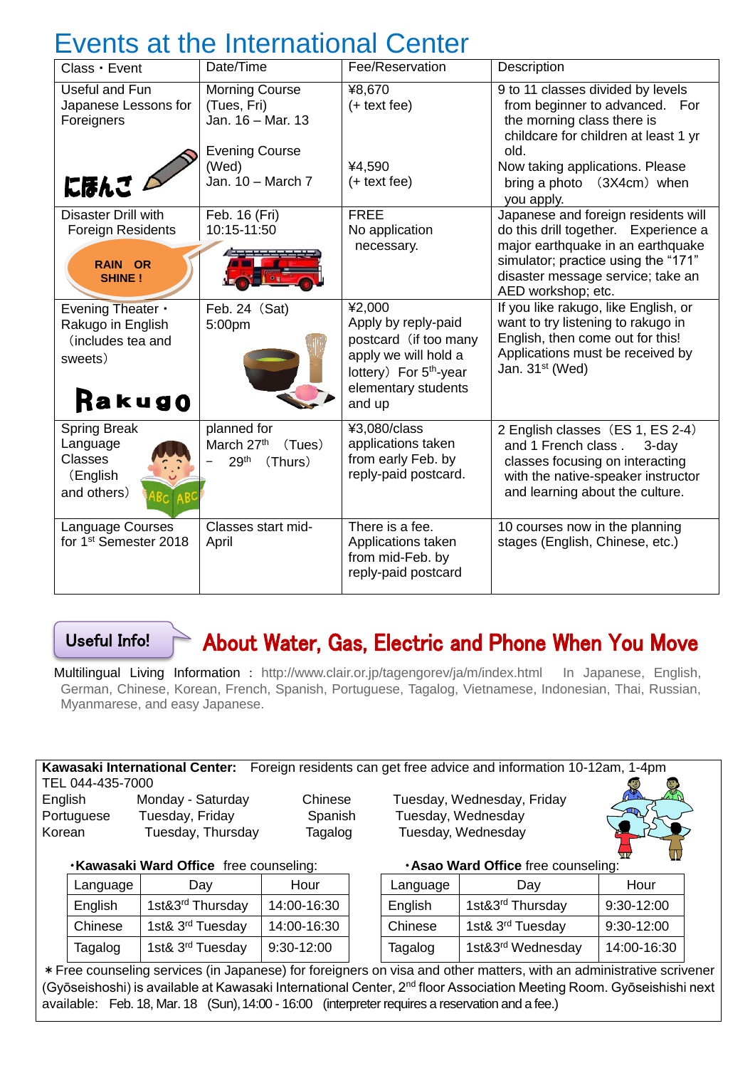# Events at the International Center

| Class・Event | Date/Time | Fee/Reservation | Description |
|---|---|---|---|
| Useful and Fun Japanese Lessons for Foreigners にほんご | Morning Course (Tues, Fri) Jan. 16 – Mar. 13<br><br>Evening Course (Wed) Jan. 10 – March 7 | ¥8,670 (+ text fee)<br><br>¥4,590 (+ text fee) | 9 to 11 classes divided by levels from beginner to advanced. For the morning class there is childcare for children at least 1 yr old. Now taking applications. Please bring a photo (3X4cm) when you apply. |
| Disaster Drill with Foreign Residents RAIN OR SHINE ! | Feb. 16 (Fri) 10:15-11:50 | FREE No application necessary. | Japanese and foreign residents will do this drill together. Experience a major earthquake in an earthquake simulator; practice using the "171" disaster message service; take an AED workshop; etc. |
| Evening Theater・Rakugo in English (includes tea and sweets) Rakugo | Feb. 24 (Sat) 5:00pm | ¥2,000 Apply by reply-paid postcard (if too many apply we will hold a lottery) For 5th-year elementary students and up | If you like rakugo, like English, or want to try listening to rakugo in English, then come out for this! Applications must be received by Jan. 31st (Wed) |
| Spring Break Language Classes (English and others) | planned for March 27th (Tues) – 29th (Thurs) | ¥3,080/class applications taken from early Feb. by reply-paid postcard. | 2 English classes (ES 1, ES 2-4) and 1 French class. 3-day classes focusing on interacting with the native-speaker instructor and learning about the culture. |
| Language Courses for 1st Semester 2018 | Classes start mid-April | There is a fee. Applications taken from mid-Feb. by reply-paid postcard | 10 courses now in the planning stages (English, Chinese, etc.) |

## Useful Info! About Water, Gas, Electric and Phone When You Move

Multilingual Living Information : http://www.clair.or.jp/tagengorev/ja/m/index.html In Japanese, English, German, Chinese, Korean, French, Spanish, Portuguese, Tagalog, Vietnamese, Indonesian, Thai, Russian, Myanmarese, and easy Japanese.

**Kawasaki International Center:** Foreign residents can get free advice and information 10-12am, 1-4pm
TEL 044-435-7000

| | | | |
|---|---|---|---|
| English | Monday - Saturday | Chinese | Tuesday, Wednesday, Friday |
| Portuguese | Tuesday, Friday | Spanish | Tuesday, Wednesday |
| Korean | Tuesday, Thursday | Tagalog | Tuesday, Wednesday |

・**Kawasaki Ward Office** free counseling:

| Language | Day | Hour |
|---|---|---|
| English | 1st&3rd Thursday | 14:00-16:30 |
| Chinese | 1st& 3rd Tuesday | 14:00-16:30 |
| Tagalog | 1st& 3rd Tuesday | 9:30-12:00 |

・**Asao Ward Office** free counseling:

| Language | Day | Hour |
|---|---|---|
| English | 1st&3rd Thursday | 9:30-12:00 |
| Chinese | 1st& 3rd Tuesday | 9:30-12:00 |
| Tagalog | 1st&3rd Wednesday | 14:00-16:30 |

＊Free counseling services (in Japanese) for foreigners on visa and other matters, with an administrative scrivener (Gyōseishoshi) is available at Kawasaki International Center, 2nd floor Association Meeting Room. Gyōseishishi next available: Feb. 18, Mar. 18 (Sun), 14:00 - 16:00 (interpreter requires a reservation and a fee.)